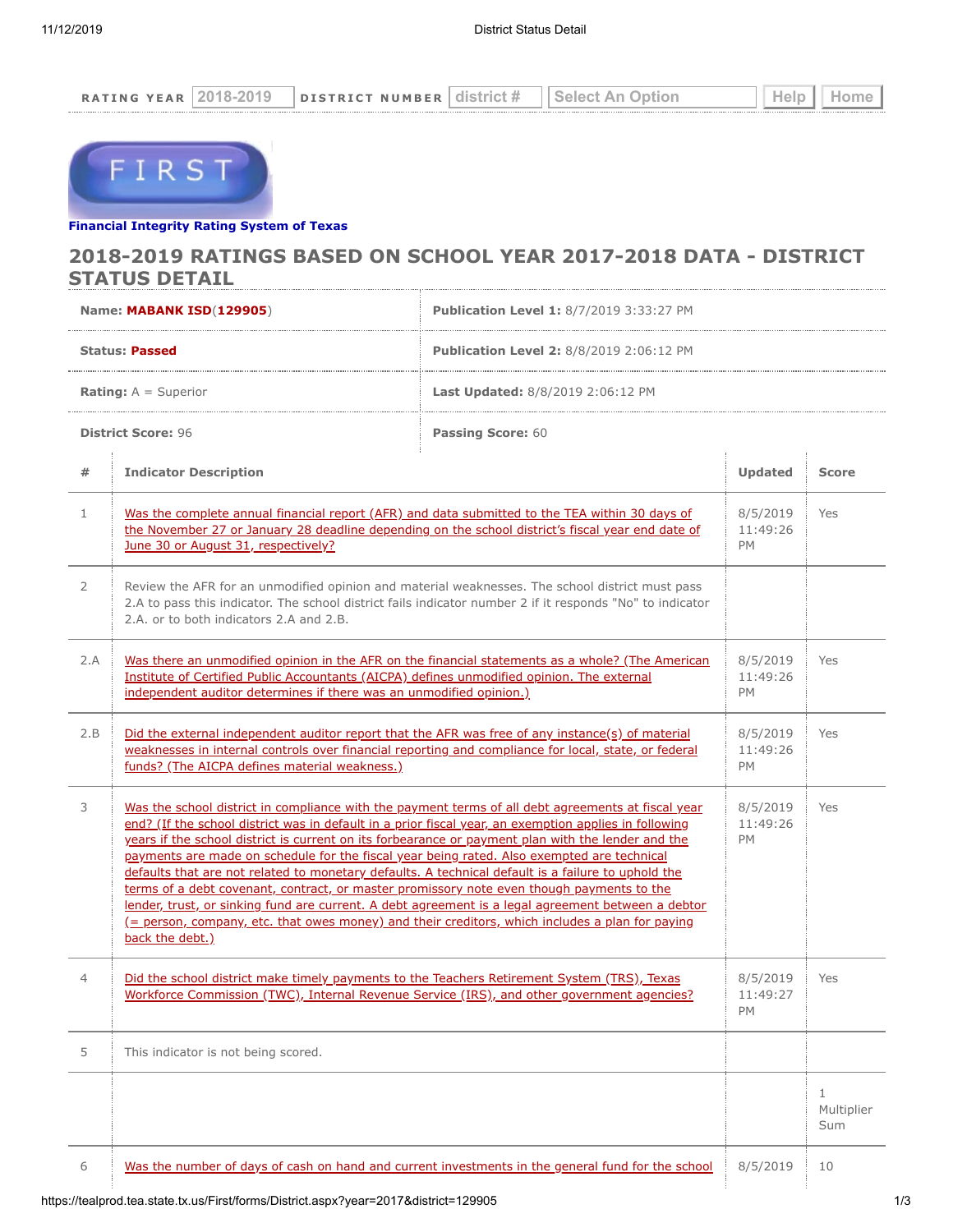RATING YEAR 2018-2019 DISTRICT NUMBER district # Select An Option Help Home

FIRST

**Financial Integrity Rating System of Texas**

## 2018-2019 RATINGS BASED ON SCHOOL YEAR 2017-2018 DATA - DISTRICT STATUS DETAIL

| | |
|---|---|
| **Name:** **MABANK ISD**(**129905**) | **Publication Level 1:** 8/7/2019 3:33:27 PM |
| **Status:** **Passed** | **Publication Level 2:** 8/8/2019 2:06:12 PM |
| **Rating:** A = Superior | **Last Updated:** 8/8/2019 2:06:12 PM |
| **District Score:** 96 | **Passing Score:** 60 |

| # | Indicator Description | Updated | Score |
|---|---|---|---|
| 1 | Was the complete annual financial report (AFR) and data submitted to the TEA within 30 days of the November 27 or January 28 deadline depending on the school district's fiscal year end date of June 30 or August 31, respectively? | 8/5/2019 11:49:26 PM | Yes |
| 2 | Review the AFR for an unmodified opinion and material weaknesses. The school district must pass 2.A to pass this indicator. The school district fails indicator number 2 if it responds "No" to indicator 2.A. or to both indicators 2.A and 2.B. | | |
| 2.A | Was there an unmodified opinion in the AFR on the financial statements as a whole? (The American Institute of Certified Public Accountants (AICPA) defines unmodified opinion. The external independent auditor determines if there was an unmodified opinion.) | 8/5/2019 11:49:26 PM | Yes |
| 2.B | Did the external independent auditor report that the AFR was free of any instance(s) of material weaknesses in internal controls over financial reporting and compliance for local, state, or federal funds? (The AICPA defines material weakness.) | 8/5/2019 11:49:26 PM | Yes |
| 3 | Was the school district in compliance with the payment terms of all debt agreements at fiscal year end? (If the school district was in default in a prior fiscal year, an exemption applies in following years if the school district is current on its forbearance or payment plan with the lender and the payments are made on schedule for the fiscal year being rated. Also exempted are technical defaults that are not related to monetary defaults. A technical default is a failure to uphold the terms of a debt covenant, contract, or master promissory note even though payments to the lender, trust, or sinking fund are current. A debt agreement is a legal agreement between a debtor (= person, company, etc. that owes money) and their creditors, which includes a plan for paying back the debt.) | 8/5/2019 11:49:26 PM | Yes |
| 4 | Did the school district make timely payments to the Teachers Retirement System (TRS), Texas Workforce Commission (TWC), Internal Revenue Service (IRS), and other government agencies? | 8/5/2019 11:49:27 PM | Yes |
| 5 | This indicator is not being scored. | | |
| | | | 1 Multiplier Sum |
| 6 | Was the number of days of cash on hand and current investments in the general fund for the school | 8/5/2019 | 10 |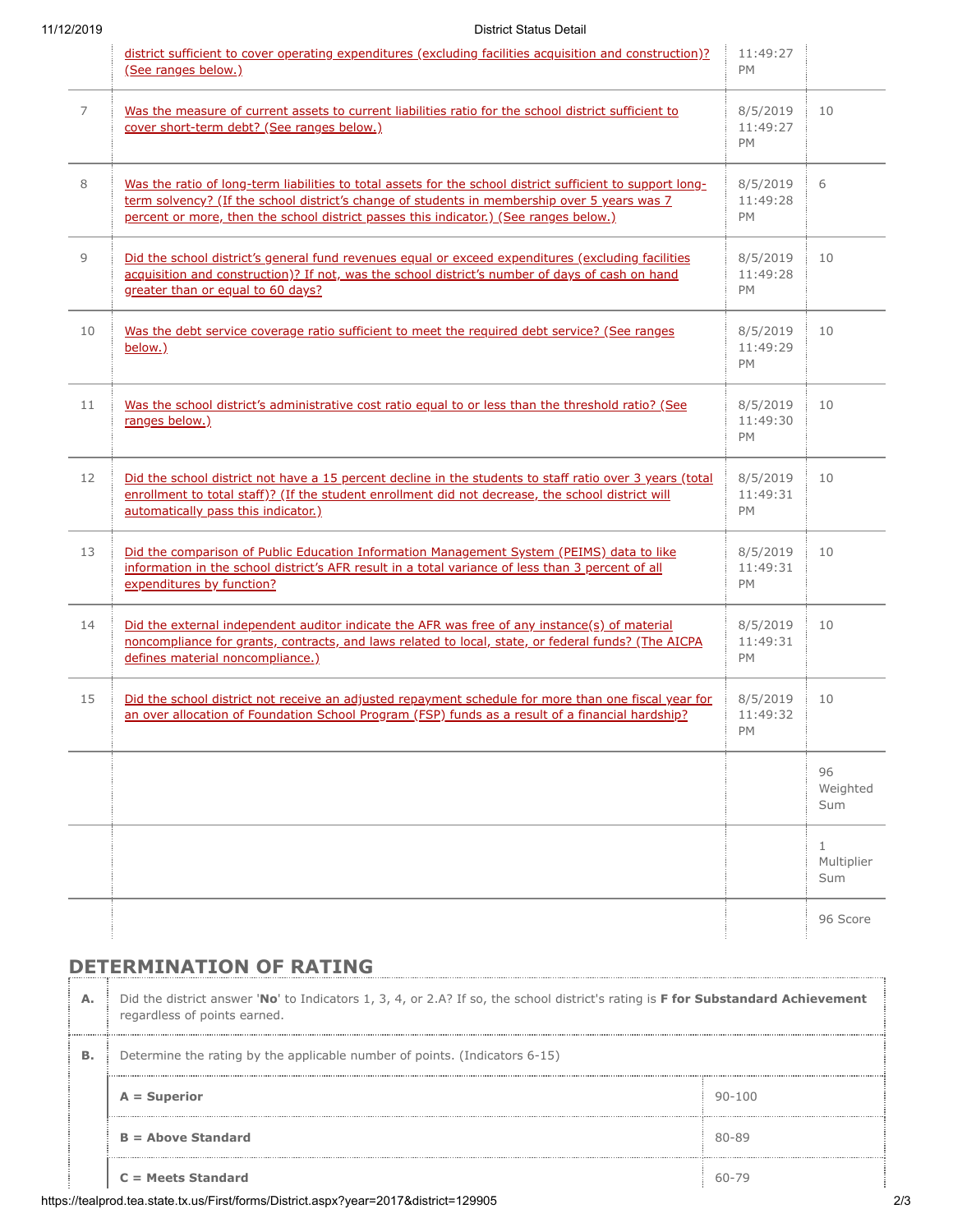| | | | |
|---|---|---|---|
| | district sufficient to cover operating expenditures (excluding facilities acquisition and construction)? (See ranges below.) | 11:49:27 PM | |
| 7 | Was the measure of current assets to current liabilities ratio for the school district sufficient to cover short-term debt? (See ranges below.) | 8/5/2019 11:49:27 PM | 10 |
| 8 | Was the ratio of long-term liabilities to total assets for the school district sufficient to support long-term solvency? (If the school district's change of students in membership over 5 years was 7 percent or more, then the school district passes this indicator.) (See ranges below.) | 8/5/2019 11:49:28 PM | 6 |
| 9 | Did the school district's general fund revenues equal or exceed expenditures (excluding facilities acquisition and construction)? If not, was the school district's number of days of cash on hand greater than or equal to 60 days? | 8/5/2019 11:49:28 PM | 10 |
| 10 | Was the debt service coverage ratio sufficient to meet the required debt service? (See ranges below.) | 8/5/2019 11:49:29 PM | 10 |
| 11 | Was the school district's administrative cost ratio equal to or less than the threshold ratio? (See ranges below.) | 8/5/2019 11:49:30 PM | 10 |
| 12 | Did the school district not have a 15 percent decline in the students to staff ratio over 3 years (total enrollment to total staff)? (If the student enrollment did not decrease, the school district will automatically pass this indicator.) | 8/5/2019 11:49:31 PM | 10 |
| 13 | Did the comparison of Public Education Information Management System (PEIMS) data to like information in the school district's AFR result in a total variance of less than 3 percent of all expenditures by function? | 8/5/2019 11:49:31 PM | 10 |
| 14 | Did the external independent auditor indicate the AFR was free of any instance(s) of material noncompliance for grants, contracts, and laws related to local, state, or federal funds? (The AICPA defines material noncompliance.) | 8/5/2019 11:49:31 PM | 10 |
| 15 | Did the school district not receive an adjusted repayment schedule for more than one fiscal year for an over allocation of Foundation School Program (FSP) funds as a result of a financial hardship? | 8/5/2019 11:49:32 PM | 10 |
| | | | 96 Weighted Sum |
| | | | 1 Multiplier Sum |
| | | | 96 Score |

## DETERMINATION OF RATING

| | | |
|---|---|---|
| **A.** | Did the district answer '**No**' to Indicators 1, 3, 4, or 2.A? If so, the school district's rating is **F for Substandard Achievement** regardless of points earned. | |
| **B.** | Determine the rating by the applicable number of points. (Indicators 6-15) | |
| | **A = Superior** | 90-100 |
| | **B = Above Standard** | 80-89 |
| | **C = Meets Standard** | 60-79 |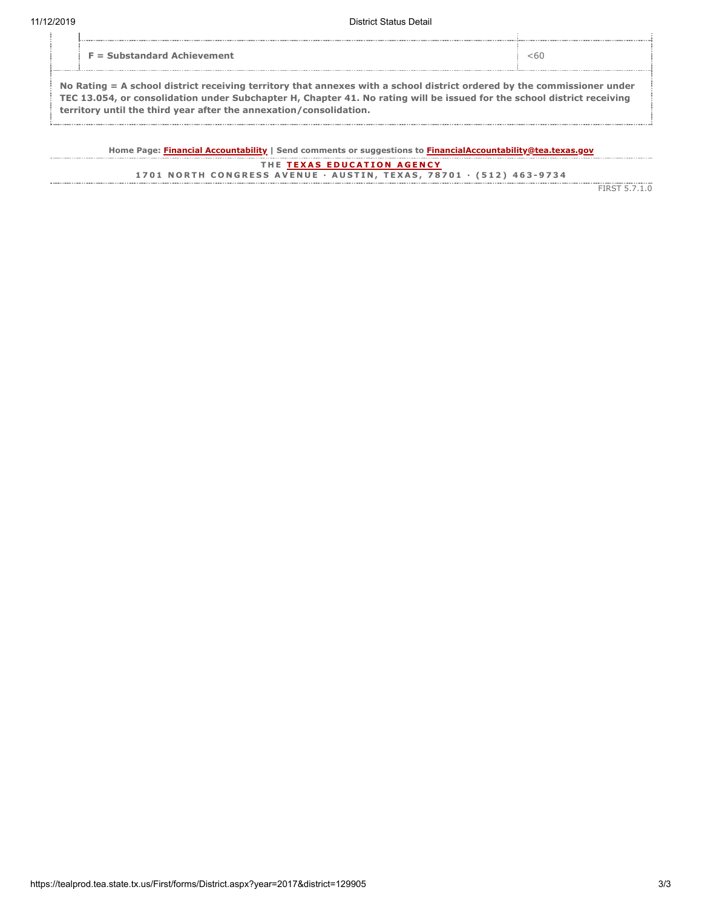| | |
|---|---|
| **F = Substandard Achievement** | <60 |

**No Rating = A school district receiving territory that annexes with a school district ordered by the commissioner under TEC 13.054, or consolidation under Subchapter H, Chapter 41. No rating will be issued for the school district receiving territory until the third year after the annexation/consolidation.**

**Home Page: Financial Accountability | Send comments or suggestions to FinancialAccountability@tea.texas.gov**

**THE TEXAS EDUCATION AGENCY**
**1701 NORTH CONGRESS AVENUE · AUSTIN, TEXAS, 78701 · (512) 463-9734**

FIRST 5.7.1.0